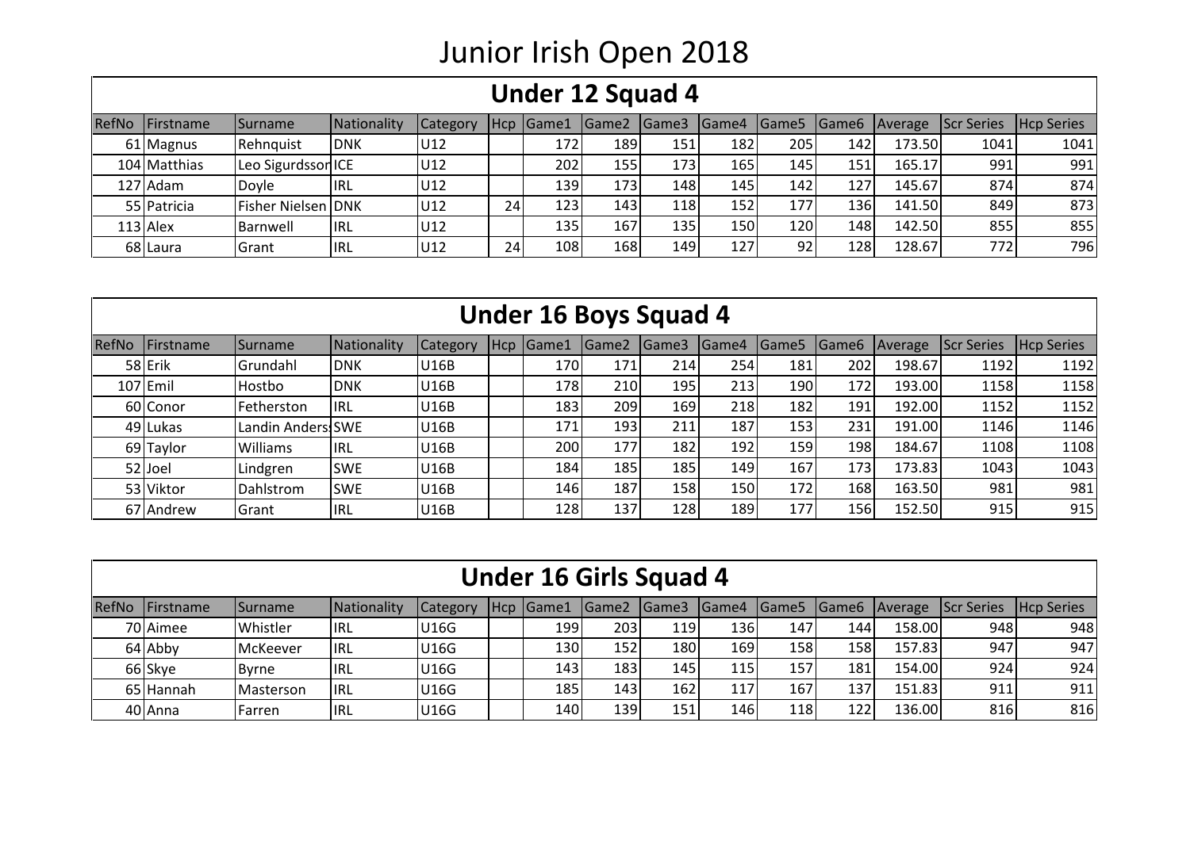# Junior Irish Open 2018

## Under 12 Squad 4

| RefNo | Firstname | Surname | Nationality | Category | Hcp | Game1 | Game2 | Game3 | Game4 | Game5 | Game6 | Average | Scr Series | Hcp Series |
|---|---|---|---|---|---|---|---|---|---|---|---|---|---|---|
| 61 | Magnus | Rehnquist | DNK | U12 | | 172 | 189 | 151 | 182 | 205 | 142 | 173.50 | 1041 | 1041 |
| 104 | Matthias | Leo Sigurdsson | ICE | U12 | | 202 | 155 | 173 | 165 | 145 | 151 | 165.17 | 991 | 991 |
| 127 | Adam | Doyle | IRL | U12 | | 139 | 173 | 148 | 145 | 142 | 127 | 145.67 | 874 | 874 |
| 55 | Patricia | Fisher Nielsen | DNK | U12 | 24 | 123 | 143 | 118 | 152 | 177 | 136 | 141.50 | 849 | 873 |
| 113 | Alex | Barnwell | IRL | U12 | | 135 | 167 | 135 | 150 | 120 | 148 | 142.50 | 855 | 855 |
| 68 | Laura | Grant | IRL | U12 | 24 | 108 | 168 | 149 | 127 | 92 | 128 | 128.67 | 772 | 796 |

## Under 16 Boys Squad 4

| RefNo | Firstname | Surname | Nationality | Category | Hcp | Game1 | Game2 | Game3 | Game4 | Game5 | Game6 | Average | Scr Series | Hcp Series |
|---|---|---|---|---|---|---|---|---|---|---|---|---|---|---|
| 58 | Erik | Grundahl | DNK | U16B | | 170 | 171 | 214 | 254 | 181 | 202 | 198.67 | 1192 | 1192 |
| 107 | Emil | Hostbo | DNK | U16B | | 178 | 210 | 195 | 213 | 190 | 172 | 193.00 | 1158 | 1158 |
| 60 | Conor | Fetherston | IRL | U16B | | 183 | 209 | 169 | 218 | 182 | 191 | 192.00 | 1152 | 1152 |
| 49 | Lukas | Landin Anders | SWE | U16B | | 171 | 193 | 211 | 187 | 153 | 231 | 191.00 | 1146 | 1146 |
| 69 | Taylor | Williams | IRL | U16B | | 200 | 177 | 182 | 192 | 159 | 198 | 184.67 | 1108 | 1108 |
| 52 | Joel | Lindgren | SWE | U16B | | 184 | 185 | 185 | 149 | 167 | 173 | 173.83 | 1043 | 1043 |
| 53 | Viktor | Dahlstrom | SWE | U16B | | 146 | 187 | 158 | 150 | 172 | 168 | 163.50 | 981 | 981 |
| 67 | Andrew | Grant | IRL | U16B | | 128 | 137 | 128 | 189 | 177 | 156 | 152.50 | 915 | 915 |

## Under 16 Girls Squad 4

| RefNo | Firstname | Surname | Nationality | Category | Hcp | Game1 | Game2 | Game3 | Game4 | Game5 | Game6 | Average | Scr Series | Hcp Series |
|---|---|---|---|---|---|---|---|---|---|---|---|---|---|---|
| 70 | Aimee | Whistler | IRL | U16G | | 199 | 203 | 119 | 136 | 147 | 144 | 158.00 | 948 | 948 |
| 64 | Abby | McKeever | IRL | U16G | | 130 | 152 | 180 | 169 | 158 | 158 | 157.83 | 947 | 947 |
| 66 | Skye | Byrne | IRL | U16G | | 143 | 183 | 145 | 115 | 157 | 181 | 154.00 | 924 | 924 |
| 65 | Hannah | Masterson | IRL | U16G | | 185 | 143 | 162 | 117 | 167 | 137 | 151.83 | 911 | 911 |
| 40 | Anna | Farren | IRL | U16G | | 140 | 139 | 151 | 146 | 118 | 122 | 136.00 | 816 | 816 |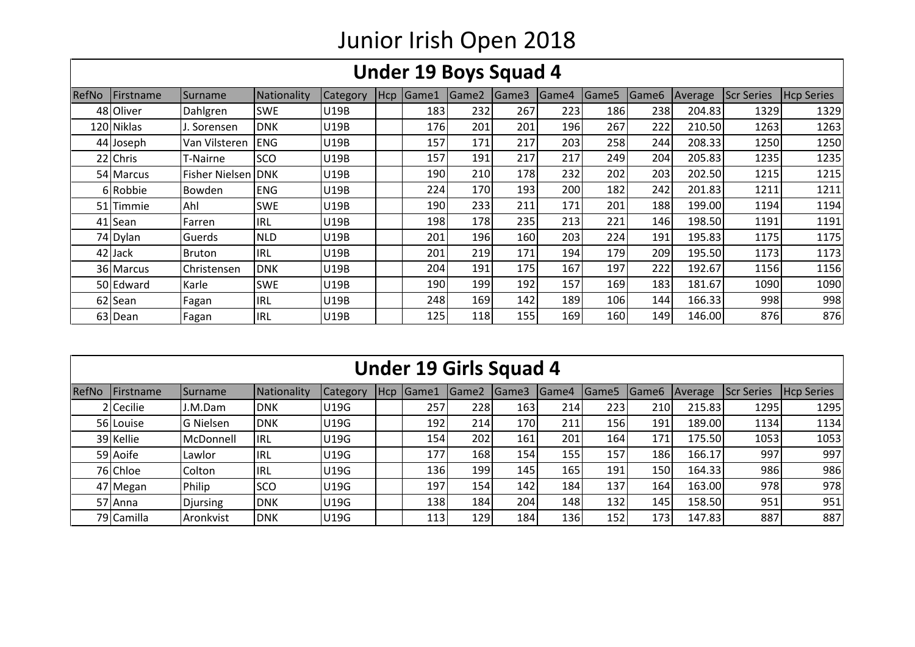# Junior Irish Open 2018

## Under 19 Boys Squad 4

| RefNo | Firstname | Surname | Nationality | Category | Hcp | Game1 | Game2 | Game3 | Game4 | Game5 | Game6 | Average | Scr Series | Hcp Series |
|---|---|---|---|---|---|---|---|---|---|---|---|---|---|---|
| 48 | Oliver | Dahlgren | SWE | U19B | | 183 | 232 | 267 | 223 | 186 | 238 | 204.83 | 1329 | 1329 |
| 120 | Niklas | J. Sorensen | DNK | U19B | | 176 | 201 | 201 | 196 | 267 | 222 | 210.50 | 1263 | 1263 |
| 44 | Joseph | Van Vilsteren | ENG | U19B | | 157 | 171 | 217 | 203 | 258 | 244 | 208.33 | 1250 | 1250 |
| 22 | Chris | T-Nairne | SCO | U19B | | 157 | 191 | 217 | 217 | 249 | 204 | 205.83 | 1235 | 1235 |
| 54 | Marcus | Fisher Nielsen | DNK | U19B | | 190 | 210 | 178 | 232 | 202 | 203 | 202.50 | 1215 | 1215 |
| 6 | Robbie | Bowden | ENG | U19B | | 224 | 170 | 193 | 200 | 182 | 242 | 201.83 | 1211 | 1211 |
| 51 | Timmie | Ahl | SWE | U19B | | 190 | 233 | 211 | 171 | 201 | 188 | 199.00 | 1194 | 1194 |
| 41 | Sean | Farren | IRL | U19B | | 198 | 178 | 235 | 213 | 221 | 146 | 198.50 | 1191 | 1191 |
| 74 | Dylan | Guerds | NLD | U19B | | 201 | 196 | 160 | 203 | 224 | 191 | 195.83 | 1175 | 1175 |
| 42 | Jack | Bruton | IRL | U19B | | 201 | 219 | 171 | 194 | 179 | 209 | 195.50 | 1173 | 1173 |
| 36 | Marcus | Christensen | DNK | U19B | | 204 | 191 | 175 | 167 | 197 | 222 | 192.67 | 1156 | 1156 |
| 50 | Edward | Karle | SWE | U19B | | 190 | 199 | 192 | 157 | 169 | 183 | 181.67 | 1090 | 1090 |
| 62 | Sean | Fagan | IRL | U19B | | 248 | 169 | 142 | 189 | 106 | 144 | 166.33 | 998 | 998 |
| 63 | Dean | Fagan | IRL | U19B | | 125 | 118 | 155 | 169 | 160 | 149 | 146.00 | 876 | 876 |

## Under 19 Girls Squad 4

| RefNo | Firstname | Surname | Nationality | Category | Hcp | Game1 | Game2 | Game3 | Game4 | Game5 | Game6 | Average | Scr Series | Hcp Series |
|---|---|---|---|---|---|---|---|---|---|---|---|---|---|---|
| 2 | Cecilie | J.M.Dam | DNK | U19G | | 257 | 228 | 163 | 214 | 223 | 210 | 215.83 | 1295 | 1295 |
| 56 | Louise | G Nielsen | DNK | U19G | | 192 | 214 | 170 | 211 | 156 | 191 | 189.00 | 1134 | 1134 |
| 39 | Kellie | McDonnell | IRL | U19G | | 154 | 202 | 161 | 201 | 164 | 171 | 175.50 | 1053 | 1053 |
| 59 | Aoife | Lawlor | IRL | U19G | | 177 | 168 | 154 | 155 | 157 | 186 | 166.17 | 997 | 997 |
| 76 | Chloe | Colton | IRL | U19G | | 136 | 199 | 145 | 165 | 191 | 150 | 164.33 | 986 | 986 |
| 47 | Megan | Philip | SCO | U19G | | 197 | 154 | 142 | 184 | 137 | 164 | 163.00 | 978 | 978 |
| 57 | Anna | Djursing | DNK | U19G | | 138 | 184 | 204 | 148 | 132 | 145 | 158.50 | 951 | 951 |
| 79 | Camilla | Aronkvist | DNK | U19G | | 113 | 129 | 184 | 136 | 152 | 173 | 147.83 | 887 | 887 |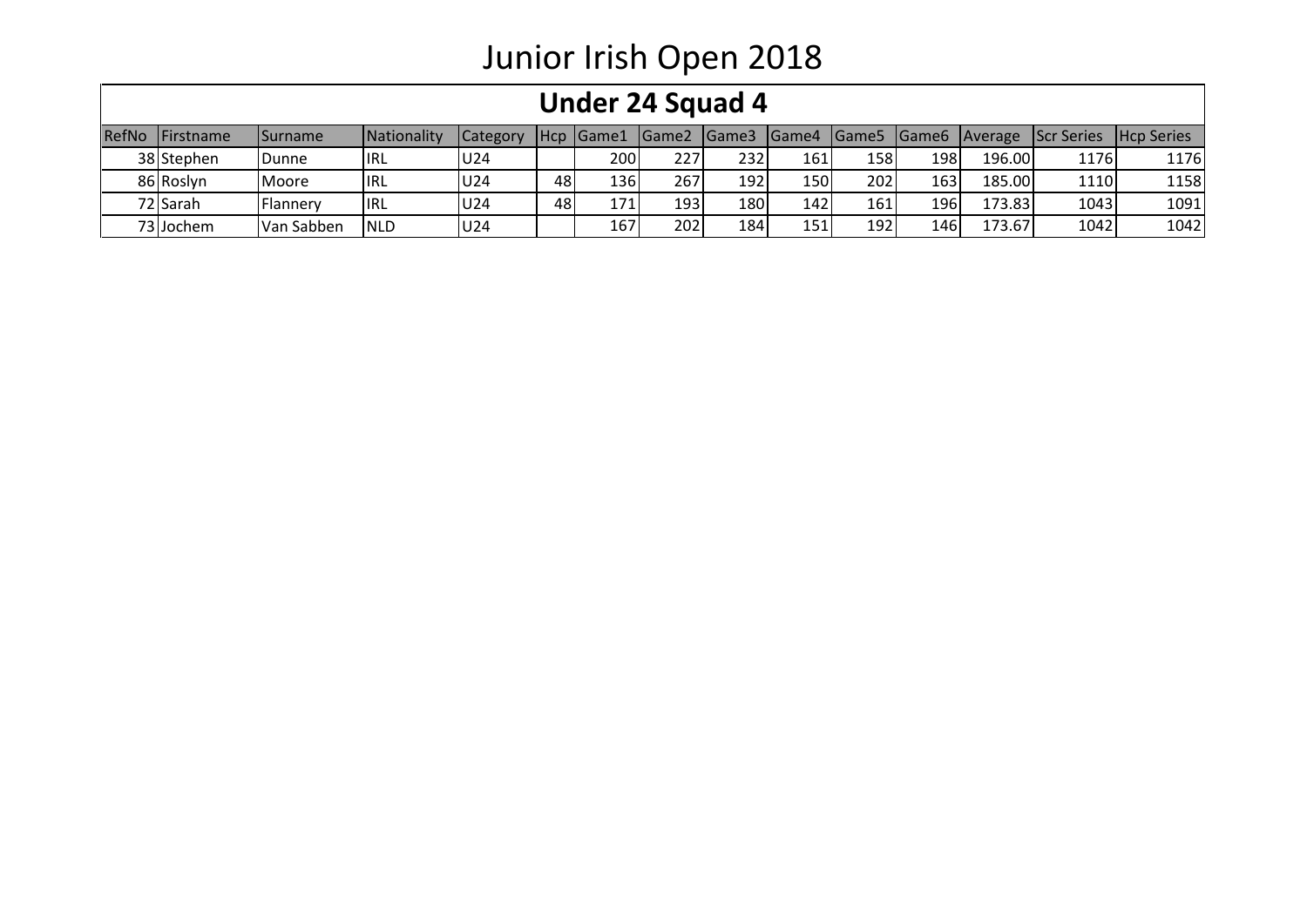# Junior Irish Open 2018

## Under 24 Squad 4

| RefNo | Firstname | Surname | Nationality | Category | Hcp | Game1 | Game2 | Game3 | Game4 | Game5 | Game6 | Average | Scr Series | Hcp Series |
|---|---|---|---|---|---|---|---|---|---|---|---|---|---|---|
| 38 | Stephen | Dunne | IRL | U24 | | 200 | 227 | 232 | 161 | 158 | 198 | 196.00 | 1176 | 1176 |
| 86 | Roslyn | Moore | IRL | U24 | 48 | 136 | 267 | 192 | 150 | 202 | 163 | 185.00 | 1110 | 1158 |
| 72 | Sarah | Flannery | IRL | U24 | 48 | 171 | 193 | 180 | 142 | 161 | 196 | 173.83 | 1043 | 1091 |
| 73 | Jochem | Van Sabben | NLD | U24 | | 167 | 202 | 184 | 151 | 192 | 146 | 173.67 | 1042 | 1042 |